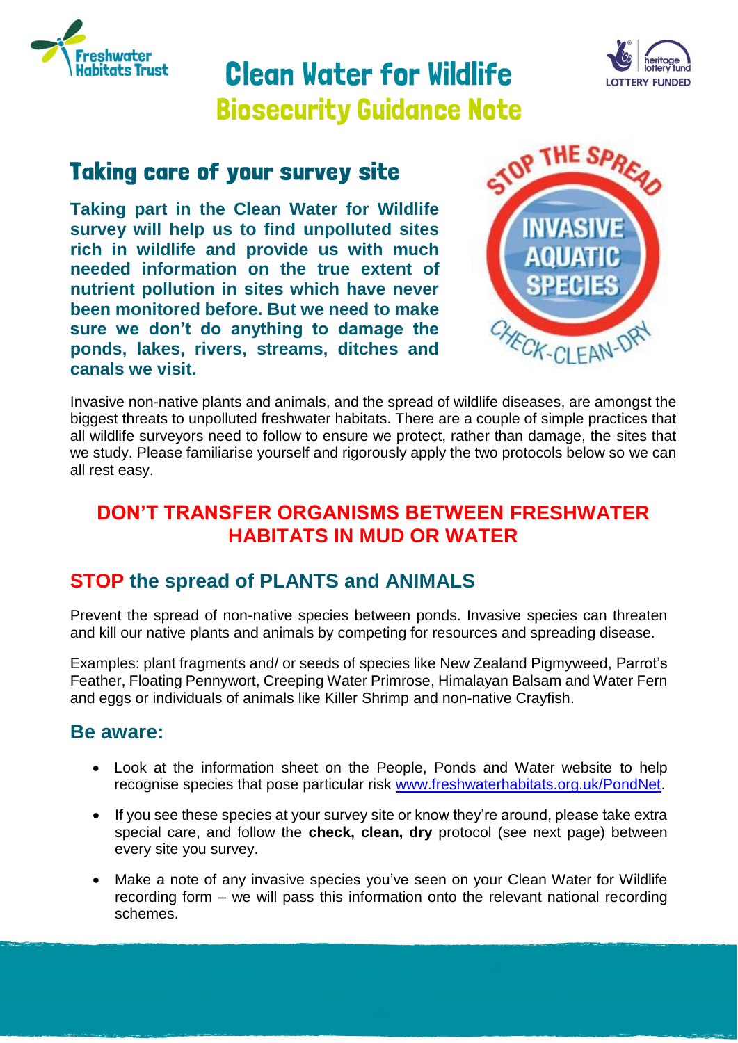# Clean Water for Wildlife

## Biosecurity Guidance Note

## Taking care of your survey site

**Taking part in the Clean Water for Wildlife survey will help us to find unpolluted sites rich in wildlife and provide us with much needed information on the true extent of nutrient pollution in sites which have never been monitored before. But we need to make sure we don't do anything to damage the ponds, lakes, rivers, streams, ditches and canals we visit.**

Invasive non-native plants and animals, and the spread of wildlife diseases, are amongst the biggest threats to unpolluted freshwater habitats. There are a couple of simple practices that all wildlife surveyors need to follow to ensure we protect, rather than damage, the sites that we study. Please familiarise yourself and rigorously apply the two protocols below so we can all rest easy.

**DON'T TRANSFER ORGANISMS BETWEEN FRESHWATER HABITATS IN MUD OR WATER**

## STOP the spread of PLANTS and ANIMALS

Prevent the spread of non-native species between ponds. Invasive species can threaten and kill our native plants and animals by competing for resources and spreading disease.

Examples: plant fragments and/ or seeds of species like New Zealand Pigmyweed, Parrot's Feather, Floating Pennywort, Creeping Water Primrose, Himalayan Balsam and Water Fern and eggs or individuals of animals like Killer Shrimp and non-native Crayfish.

### Be aware:

- Look at the information sheet on the People, Ponds and Water website to help recognise species that pose particular risk www.freshwaterhabitats.org.uk/PondNet.
- If you see these species at your survey site or know they're around, please take extra special care, and follow the **check, clean, dry** protocol (see next page) between every site you survey.
- Make a note of any invasive species you've seen on your Clean Water for Wildlife recording form – we will pass this information onto the relevant national recording schemes.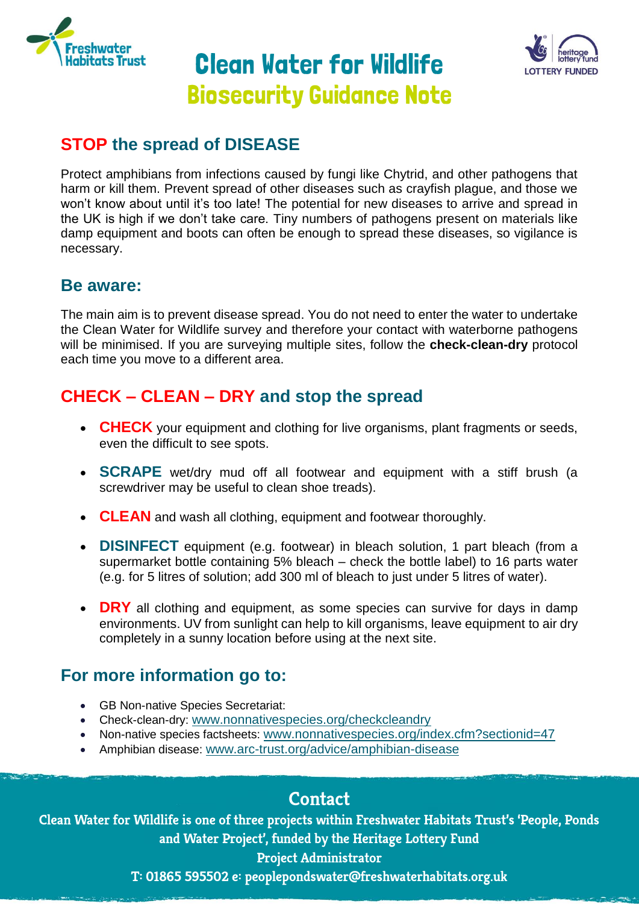# Clean Water for Wildlife

## Biosecurity Guidance Note

## STOP the spread of DISEASE

Protect amphibians from infections caused by fungi like Chytrid, and other pathogens that harm or kill them. Prevent spread of other diseases such as crayfish plague, and those we won't know about until it's too late! The potential for new diseases to arrive and spread in the UK is high if we don't take care. Tiny numbers of pathogens present on materials like damp equipment and boots can often be enough to spread these diseases, so vigilance is necessary.

## Be aware:

The main aim is to prevent disease spread. You do not need to enter the water to undertake the Clean Water for Wildlife survey and therefore your contact with waterborne pathogens will be minimised. If you are surveying multiple sites, follow the **check-clean-dry** protocol each time you move to a different area.

## CHECK – CLEAN – DRY and stop the spread

- **CHECK** your equipment and clothing for live organisms, plant fragments or seeds, even the difficult to see spots.
- **SCRAPE** wet/dry mud off all footwear and equipment with a stiff brush (a screwdriver may be useful to clean shoe treads).
- **CLEAN** and wash all clothing, equipment and footwear thoroughly.
- **DISINFECT** equipment (e.g. footwear) in bleach solution, 1 part bleach (from a supermarket bottle containing 5% bleach – check the bottle label) to 16 parts water (e.g. for 5 litres of solution; add 300 ml of bleach to just under 5 litres of water).
- **DRY** all clothing and equipment, as some species can survive for days in damp environments. UV from sunlight can help to kill organisms, leave equipment to air dry completely in a sunny location before using at the next site.

## For more information go to:

- GB Non-native Species Secretariat:
- Check-clean-dry: www.nonnativespecies.org/checkcleandry
- Non-native species factsheets: www.nonnativespecies.org/index.cfm?sectionid=47
- Amphibian disease: www.arc-trust.org/advice/amphibian-disease

## Contact

**Clean Water for Wildlife is one of three projects within Freshwater Habitats Trust's 'People, Ponds and Water Project', funded by the Heritage Lottery Fund**

**Project Administrator**

**T: 01865 595502 e: peoplepondswater@freshwaterhabitats.org.uk**